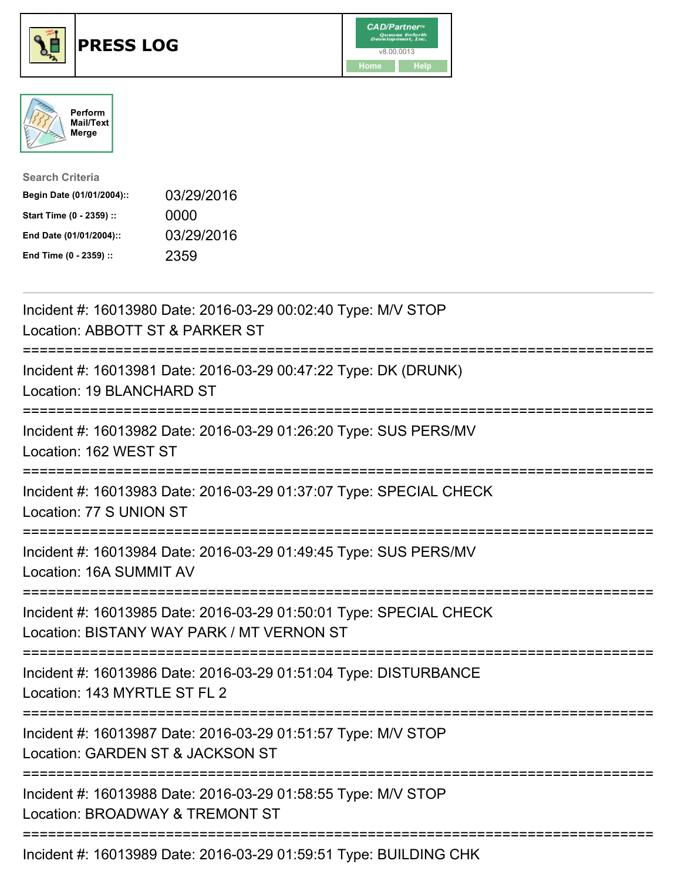# PRESS LOG

CAD/Partner
v8.00.0013
Home Help

Perform Mail/Text Merge

**Search Criteria**

| | |
|---|---|
| **Begin Date (01/01/2004)::** | 03/29/2016 |
| **Start Time (0 - 2359) ::** | 0000 |
| **End Date (01/01/2004)::** | 03/29/2016 |
| **End Time (0 - 2359) ::** | 2359 |

---

Incident #: 16013980 Date: 2016-03-29 00:02:40 Type: M/V STOP
Location: ABBOTT ST & PARKER ST

===========================================================================

Incident #: 16013981 Date: 2016-03-29 00:47:22 Type: DK (DRUNK)
Location: 19 BLANCHARD ST

===========================================================================

Incident #: 16013982 Date: 2016-03-29 01:26:20 Type: SUS PERS/MV
Location: 162 WEST ST

===========================================================================

Incident #: 16013983 Date: 2016-03-29 01:37:07 Type: SPECIAL CHECK
Location: 77 S UNION ST

===========================================================================

Incident #: 16013984 Date: 2016-03-29 01:49:45 Type: SUS PERS/MV
Location: 16A SUMMIT AV

===========================================================================

Incident #: 16013985 Date: 2016-03-29 01:50:01 Type: SPECIAL CHECK
Location: BISTANY WAY PARK / MT VERNON ST

===========================================================================

Incident #: 16013986 Date: 2016-03-29 01:51:04 Type: DISTURBANCE
Location: 143 MYRTLE ST FL 2

===========================================================================

Incident #: 16013987 Date: 2016-03-29 01:51:57 Type: M/V STOP
Location: GARDEN ST & JACKSON ST

===========================================================================

Incident #: 16013988 Date: 2016-03-29 01:58:55 Type: M/V STOP
Location: BROADWAY & TREMONT ST

===========================================================================

Incident #: 16013989 Date: 2016-03-29 01:59:51 Type: BUILDING CHK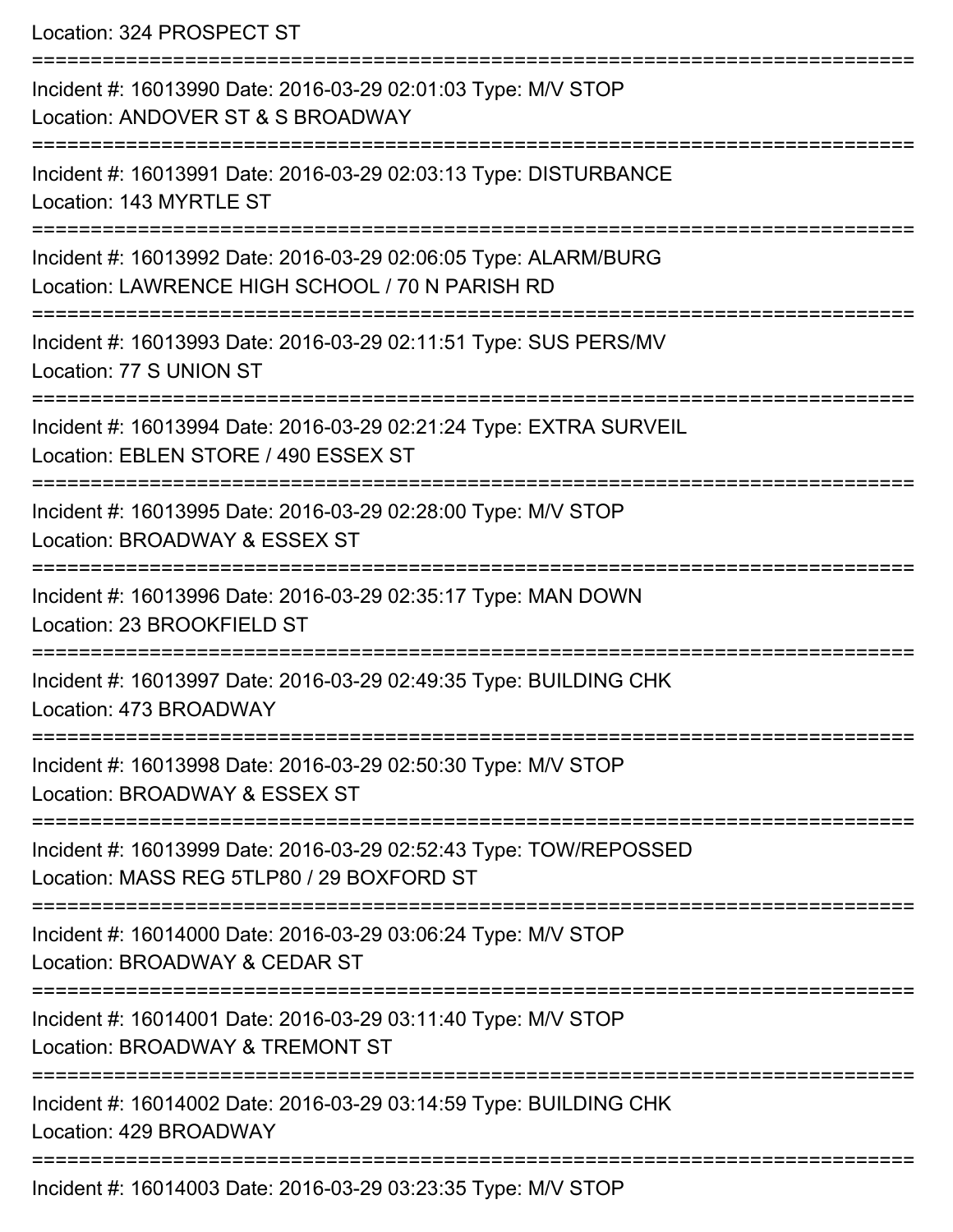Location: 324 PROSPECT ST

===========================================================================

Incident #: 16013990 Date: 2016-03-29 02:01:03 Type: M/V STOP
Location: ANDOVER ST & S BROADWAY

===========================================================================

Incident #: 16013991 Date: 2016-03-29 02:03:13 Type: DISTURBANCE
Location: 143 MYRTLE ST

===========================================================================

Incident #: 16013992 Date: 2016-03-29 02:06:05 Type: ALARM/BURG
Location: LAWRENCE HIGH SCHOOL / 70 N PARISH RD

===========================================================================

Incident #: 16013993 Date: 2016-03-29 02:11:51 Type: SUS PERS/MV
Location: 77 S UNION ST

===========================================================================

Incident #: 16013994 Date: 2016-03-29 02:21:24 Type: EXTRA SURVEIL
Location: EBLEN STORE / 490 ESSEX ST

===========================================================================

Incident #: 16013995 Date: 2016-03-29 02:28:00 Type: M/V STOP
Location: BROADWAY & ESSEX ST

===========================================================================

Incident #: 16013996 Date: 2016-03-29 02:35:17 Type: MAN DOWN
Location: 23 BROOKFIELD ST

===========================================================================

Incident #: 16013997 Date: 2016-03-29 02:49:35 Type: BUILDING CHK
Location: 473 BROADWAY

===========================================================================

Incident #: 16013998 Date: 2016-03-29 02:50:30 Type: M/V STOP
Location: BROADWAY & ESSEX ST

===========================================================================

Incident #: 16013999 Date: 2016-03-29 02:52:43 Type: TOW/REPOSSED
Location: MASS REG 5TLP80 / 29 BOXFORD ST

===========================================================================

Incident #: 16014000 Date: 2016-03-29 03:06:24 Type: M/V STOP
Location: BROADWAY & CEDAR ST

===========================================================================

Incident #: 16014001 Date: 2016-03-29 03:11:40 Type: M/V STOP
Location: BROADWAY & TREMONT ST

===========================================================================

Incident #: 16014002 Date: 2016-03-29 03:14:59 Type: BUILDING CHK
Location: 429 BROADWAY

===========================================================================

Incident #: 16014003 Date: 2016-03-29 03:23:35 Type: M/V STOP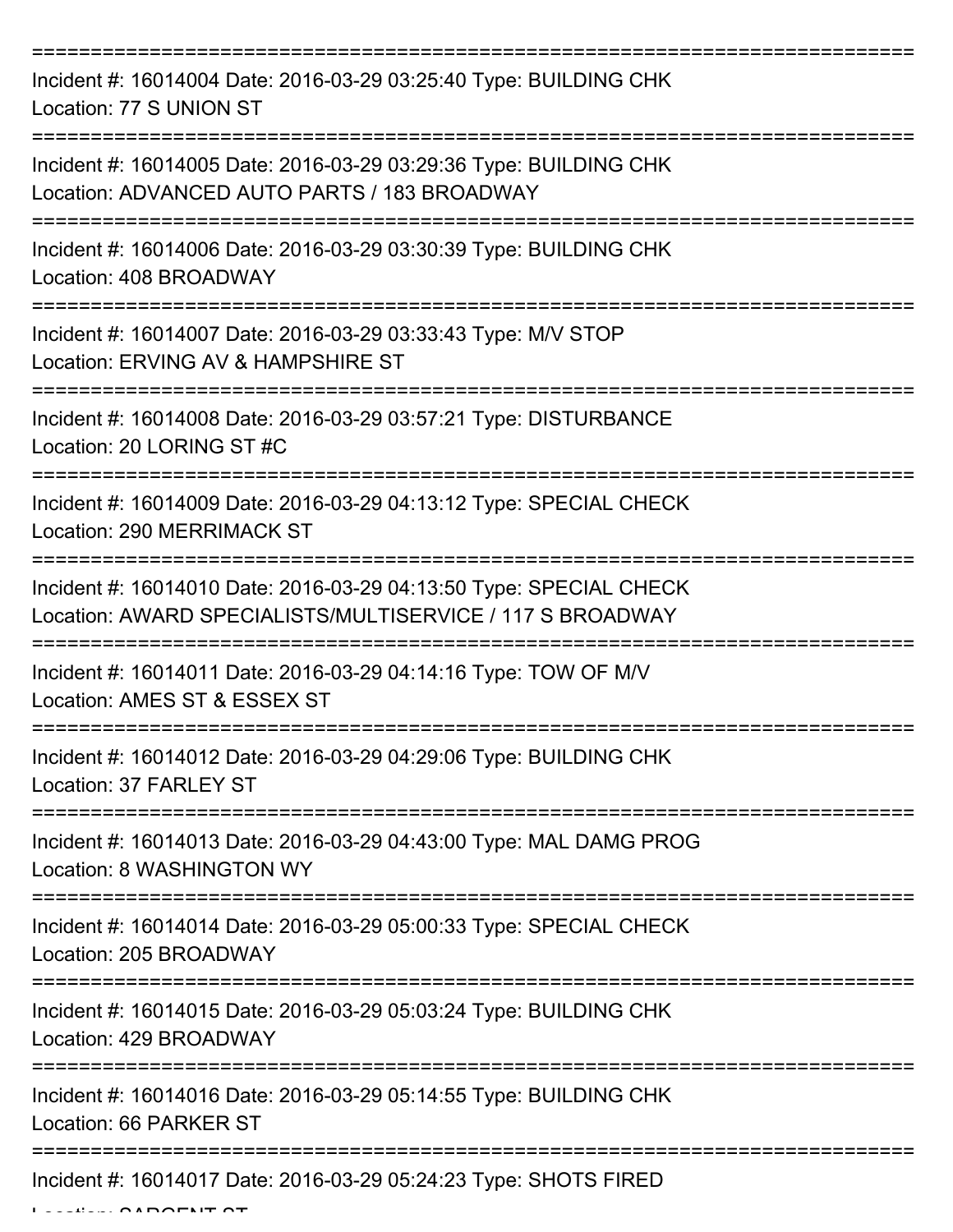===========================================================================

Incident #: 16014004 Date: 2016-03-29 03:25:40 Type: BUILDING CHK
Location: 77 S UNION ST

===========================================================================

Incident #: 16014005 Date: 2016-03-29 03:29:36 Type: BUILDING CHK
Location: ADVANCED AUTO PARTS / 183 BROADWAY

===========================================================================

Incident #: 16014006 Date: 2016-03-29 03:30:39 Type: BUILDING CHK
Location: 408 BROADWAY

===========================================================================

Incident #: 16014007 Date: 2016-03-29 03:33:43 Type: M/V STOP
Location: ERVING AV & HAMPSHIRE ST

===========================================================================

Incident #: 16014008 Date: 2016-03-29 03:57:21 Type: DISTURBANCE
Location: 20 LORING ST #C

===========================================================================

Incident #: 16014009 Date: 2016-03-29 04:13:12 Type: SPECIAL CHECK
Location: 290 MERRIMACK ST

===========================================================================

Incident #: 16014010 Date: 2016-03-29 04:13:50 Type: SPECIAL CHECK
Location: AWARD SPECIALISTS/MULTISERVICE / 117 S BROADWAY

===========================================================================

Incident #: 16014011 Date: 2016-03-29 04:14:16 Type: TOW OF M/V
Location: AMES ST & ESSEX ST

===========================================================================

Incident #: 16014012 Date: 2016-03-29 04:29:06 Type: BUILDING CHK
Location: 37 FARLEY ST

===========================================================================

Incident #: 16014013 Date: 2016-03-29 04:43:00 Type: MAL DAMG PROG
Location: 8 WASHINGTON WY

===========================================================================

Incident #: 16014014 Date: 2016-03-29 05:00:33 Type: SPECIAL CHECK
Location: 205 BROADWAY

===========================================================================

Incident #: 16014015 Date: 2016-03-29 05:03:24 Type: BUILDING CHK
Location: 429 BROADWAY

===========================================================================

Incident #: 16014016 Date: 2016-03-29 05:14:55 Type: BUILDING CHK
Location: 66 PARKER ST

===========================================================================

Incident #: 16014017 Date: 2016-03-29 05:24:23 Type: SHOTS FIRED
Location: SARGENT ST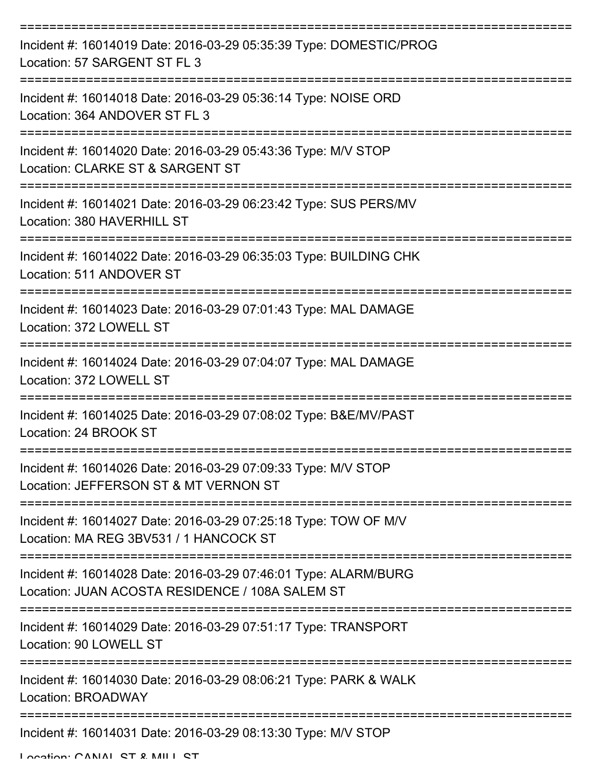===========================================================================
Incident #: 16014019 Date: 2016-03-29 05:35:39 Type: DOMESTIC/PROG
Location: 57 SARGENT ST FL 3
===========================================================================
Incident #: 16014018 Date: 2016-03-29 05:36:14 Type: NOISE ORD
Location: 364 ANDOVER ST FL 3
===========================================================================
Incident #: 16014020 Date: 2016-03-29 05:43:36 Type: M/V STOP
Location: CLARKE ST & SARGENT ST
===========================================================================
Incident #: 16014021 Date: 2016-03-29 06:23:42 Type: SUS PERS/MV
Location: 380 HAVERHILL ST
===========================================================================
Incident #: 16014022 Date: 2016-03-29 06:35:03 Type: BUILDING CHK
Location: 511 ANDOVER ST
===========================================================================
Incident #: 16014023 Date: 2016-03-29 07:01:43 Type: MAL DAMAGE
Location: 372 LOWELL ST
===========================================================================
Incident #: 16014024 Date: 2016-03-29 07:04:07 Type: MAL DAMAGE
Location: 372 LOWELL ST
===========================================================================
Incident #: 16014025 Date: 2016-03-29 07:08:02 Type: B&E/MV/PAST
Location: 24 BROOK ST
===========================================================================
Incident #: 16014026 Date: 2016-03-29 07:09:33 Type: M/V STOP
Location: JEFFERSON ST & MT VERNON ST
===========================================================================
Incident #: 16014027 Date: 2016-03-29 07:25:18 Type: TOW OF M/V
Location: MA REG 3BV531 / 1 HANCOCK ST
===========================================================================
Incident #: 16014028 Date: 2016-03-29 07:46:01 Type: ALARM/BURG
Location: JUAN ACOSTA RESIDENCE / 108A SALEM ST
===========================================================================
Incident #: 16014029 Date: 2016-03-29 07:51:17 Type: TRANSPORT
Location: 90 LOWELL ST
===========================================================================
Incident #: 16014030 Date: 2016-03-29 08:06:21 Type: PARK & WALK
Location: BROADWAY
===========================================================================
Incident #: 16014031 Date: 2016-03-29 08:13:30 Type: M/V STOP
Location: CANAL ST & MILL ST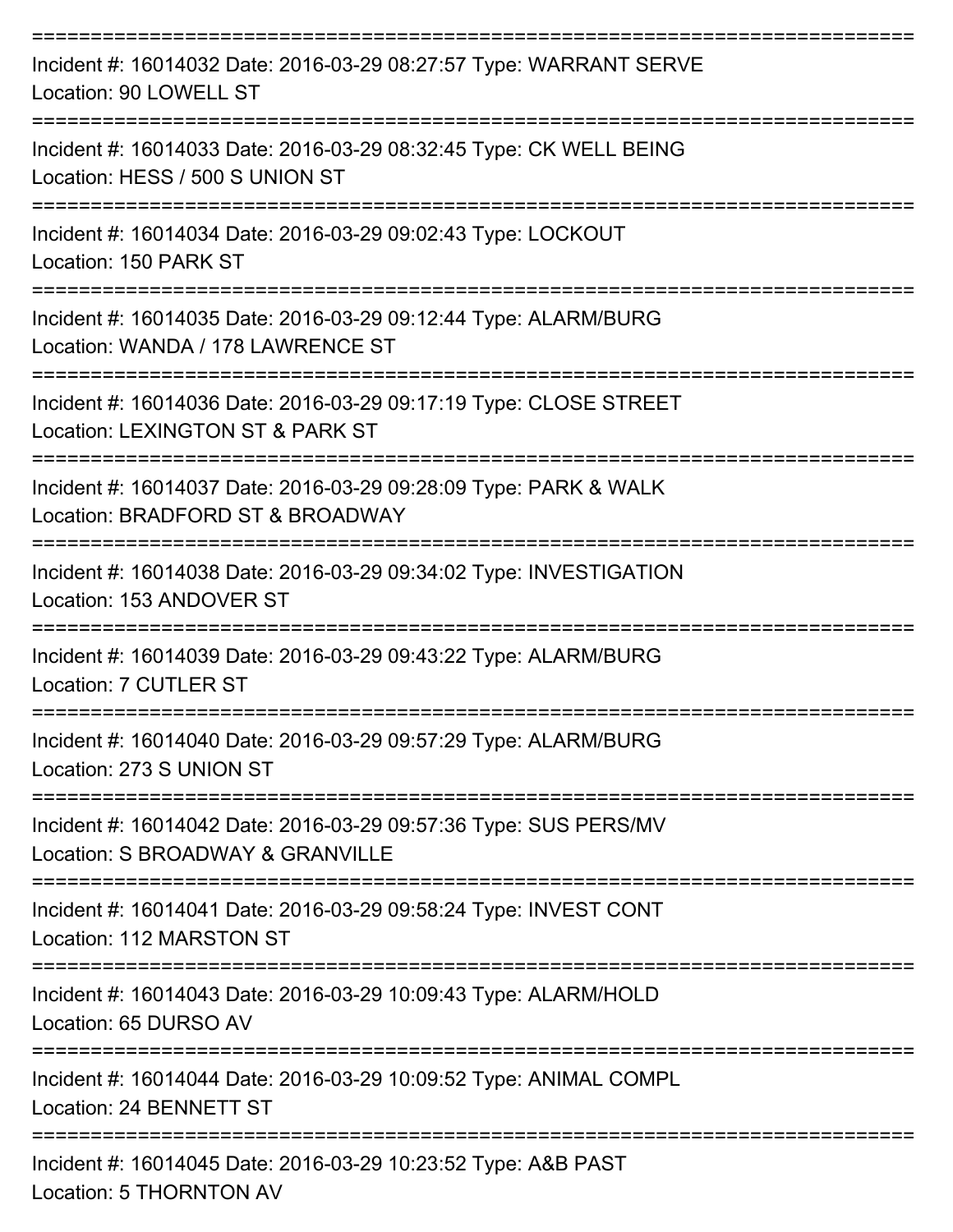===========================================================================

Incident #: 16014032 Date: 2016-03-29 08:27:57 Type: WARRANT SERVE
Location: 90 LOWELL ST

===========================================================================

Incident #: 16014033 Date: 2016-03-29 08:32:45 Type: CK WELL BEING
Location: HESS / 500 S UNION ST

===========================================================================

Incident #: 16014034 Date: 2016-03-29 09:02:43 Type: LOCKOUT
Location: 150 PARK ST

===========================================================================

Incident #: 16014035 Date: 2016-03-29 09:12:44 Type: ALARM/BURG
Location: WANDA / 178 LAWRENCE ST

===========================================================================

Incident #: 16014036 Date: 2016-03-29 09:17:19 Type: CLOSE STREET
Location: LEXINGTON ST & PARK ST

===========================================================================

Incident #: 16014037 Date: 2016-03-29 09:28:09 Type: PARK & WALK
Location: BRADFORD ST & BROADWAY

===========================================================================

Incident #: 16014038 Date: 2016-03-29 09:34:02 Type: INVESTIGATION
Location: 153 ANDOVER ST

===========================================================================

Incident #: 16014039 Date: 2016-03-29 09:43:22 Type: ALARM/BURG
Location: 7 CUTLER ST

===========================================================================

Incident #: 16014040 Date: 2016-03-29 09:57:29 Type: ALARM/BURG
Location: 273 S UNION ST

===========================================================================

Incident #: 16014042 Date: 2016-03-29 09:57:36 Type: SUS PERS/MV
Location: S BROADWAY & GRANVILLE

===========================================================================

Incident #: 16014041 Date: 2016-03-29 09:58:24 Type: INVEST CONT
Location: 112 MARSTON ST

===========================================================================

Incident #: 16014043 Date: 2016-03-29 10:09:43 Type: ALARM/HOLD
Location: 65 DURSO AV

===========================================================================

Incident #: 16014044 Date: 2016-03-29 10:09:52 Type: ANIMAL COMPL
Location: 24 BENNETT ST

===========================================================================

Incident #: 16014045 Date: 2016-03-29 10:23:52 Type: A&B PAST
Location: 5 THORNTON AV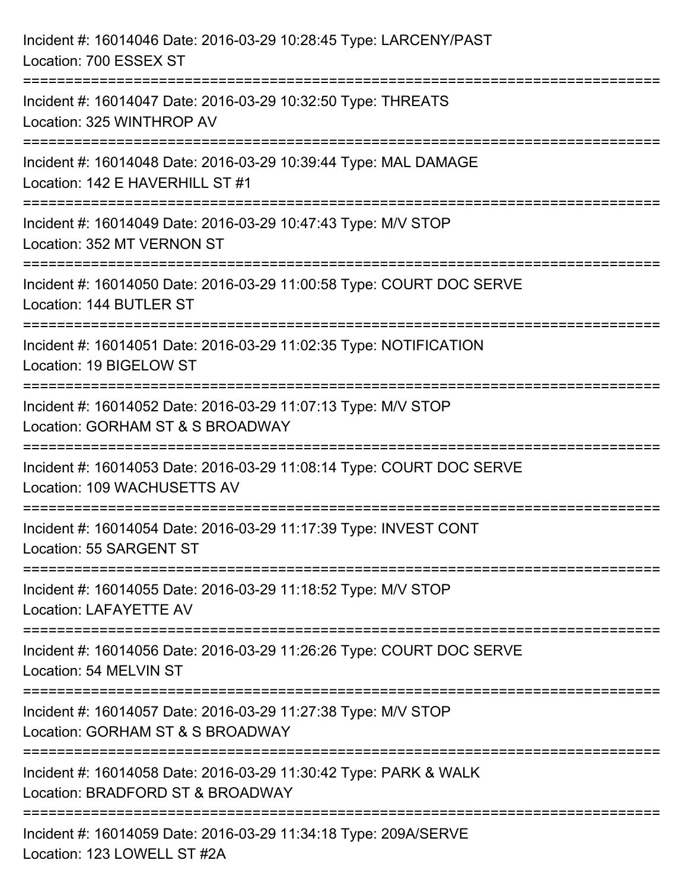Incident #: 16014046 Date: 2016-03-29 10:28:45 Type: LARCENY/PAST
Location: 700 ESSEX ST

===========================================================================

Incident #: 16014047 Date: 2016-03-29 10:32:50 Type: THREATS
Location: 325 WINTHROP AV

===========================================================================

Incident #: 16014048 Date: 2016-03-29 10:39:44 Type: MAL DAMAGE
Location: 142 E HAVERHILL ST #1

===========================================================================

Incident #: 16014049 Date: 2016-03-29 10:47:43 Type: M/V STOP
Location: 352 MT VERNON ST

===========================================================================

Incident #: 16014050 Date: 2016-03-29 11:00:58 Type: COURT DOC SERVE
Location: 144 BUTLER ST

===========================================================================

Incident #: 16014051 Date: 2016-03-29 11:02:35 Type: NOTIFICATION
Location: 19 BIGELOW ST

===========================================================================

Incident #: 16014052 Date: 2016-03-29 11:07:13 Type: M/V STOP
Location: GORHAM ST & S BROADWAY

===========================================================================

Incident #: 16014053 Date: 2016-03-29 11:08:14 Type: COURT DOC SERVE
Location: 109 WACHUSETTS AV

===========================================================================

Incident #: 16014054 Date: 2016-03-29 11:17:39 Type: INVEST CONT
Location: 55 SARGENT ST

===========================================================================

Incident #: 16014055 Date: 2016-03-29 11:18:52 Type: M/V STOP
Location: LAFAYETTE AV

===========================================================================

Incident #: 16014056 Date: 2016-03-29 11:26:26 Type: COURT DOC SERVE
Location: 54 MELVIN ST

===========================================================================

Incident #: 16014057 Date: 2016-03-29 11:27:38 Type: M/V STOP
Location: GORHAM ST & S BROADWAY

===========================================================================

Incident #: 16014058 Date: 2016-03-29 11:30:42 Type: PARK & WALK
Location: BRADFORD ST & BROADWAY

===========================================================================

Incident #: 16014059 Date: 2016-03-29 11:34:18 Type: 209A/SERVE
Location: 123 LOWELL ST #2A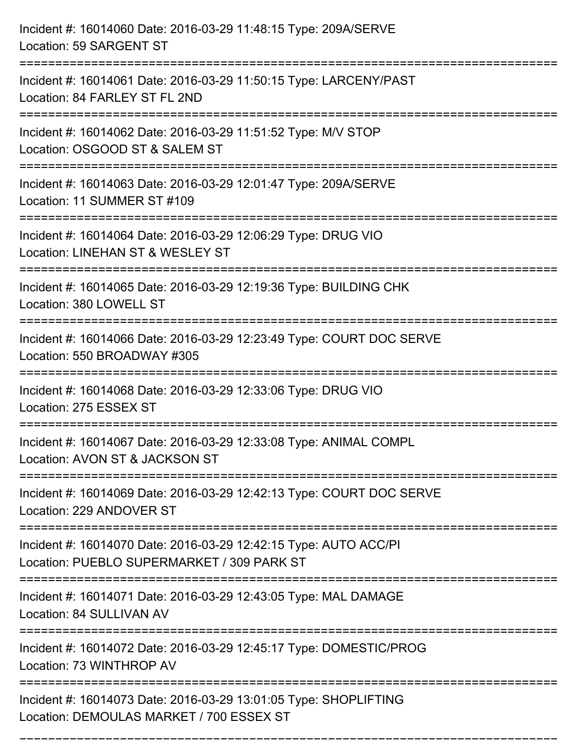Incident #: 16014060 Date: 2016-03-29 11:48:15 Type: 209A/SERVE
Location: 59 SARGENT ST

===========================================================================

Incident #: 16014061 Date: 2016-03-29 11:50:15 Type: LARCENY/PAST
Location: 84 FARLEY ST FL 2ND

===========================================================================

Incident #: 16014062 Date: 2016-03-29 11:51:52 Type: M/V STOP
Location: OSGOOD ST & SALEM ST

===========================================================================

Incident #: 16014063 Date: 2016-03-29 12:01:47 Type: 209A/SERVE
Location: 11 SUMMER ST #109

===========================================================================

Incident #: 16014064 Date: 2016-03-29 12:06:29 Type: DRUG VIO
Location: LINEHAN ST & WESLEY ST

===========================================================================

Incident #: 16014065 Date: 2016-03-29 12:19:36 Type: BUILDING CHK
Location: 380 LOWELL ST

===========================================================================

Incident #: 16014066 Date: 2016-03-29 12:23:49 Type: COURT DOC SERVE
Location: 550 BROADWAY #305

===========================================================================

Incident #: 16014068 Date: 2016-03-29 12:33:06 Type: DRUG VIO
Location: 275 ESSEX ST

===========================================================================

Incident #: 16014067 Date: 2016-03-29 12:33:08 Type: ANIMAL COMPL
Location: AVON ST & JACKSON ST

===========================================================================

Incident #: 16014069 Date: 2016-03-29 12:42:13 Type: COURT DOC SERVE
Location: 229 ANDOVER ST

===========================================================================

Incident #: 16014070 Date: 2016-03-29 12:42:15 Type: AUTO ACC/PI
Location: PUEBLO SUPERMARKET / 309 PARK ST

===========================================================================

Incident #: 16014071 Date: 2016-03-29 12:43:05 Type: MAL DAMAGE
Location: 84 SULLIVAN AV

===========================================================================

Incident #: 16014072 Date: 2016-03-29 12:45:17 Type: DOMESTIC/PROG
Location: 73 WINTHROP AV

===========================================================================

Incident #: 16014073 Date: 2016-03-29 13:01:05 Type: SHOPLIFTING
Location: DEMOULAS MARKET / 700 ESSEX ST

===========================================================================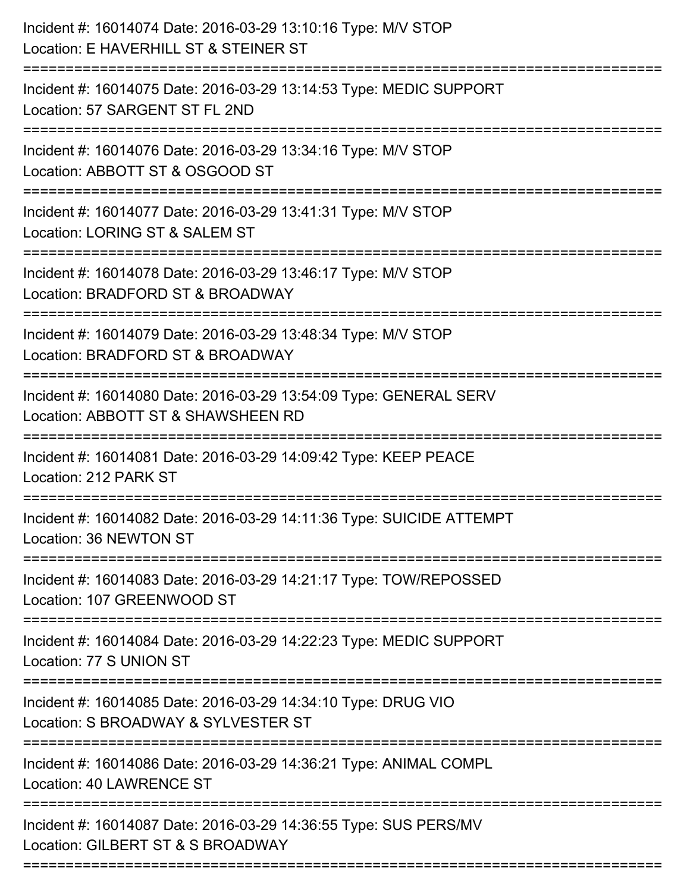Incident #: 16014074 Date: 2016-03-29 13:10:16 Type: M/V STOP
Location: E HAVERHILL ST & STEINER ST

===========================================================================

Incident #: 16014075 Date: 2016-03-29 13:14:53 Type: MEDIC SUPPORT
Location: 57 SARGENT ST FL 2ND

===========================================================================

Incident #: 16014076 Date: 2016-03-29 13:34:16 Type: M/V STOP
Location: ABBOTT ST & OSGOOD ST

===========================================================================

Incident #: 16014077 Date: 2016-03-29 13:41:31 Type: M/V STOP
Location: LORING ST & SALEM ST

===========================================================================

Incident #: 16014078 Date: 2016-03-29 13:46:17 Type: M/V STOP
Location: BRADFORD ST & BROADWAY

===========================================================================

Incident #: 16014079 Date: 2016-03-29 13:48:34 Type: M/V STOP
Location: BRADFORD ST & BROADWAY

===========================================================================

Incident #: 16014080 Date: 2016-03-29 13:54:09 Type: GENERAL SERV
Location: ABBOTT ST & SHAWSHEEN RD

===========================================================================

Incident #: 16014081 Date: 2016-03-29 14:09:42 Type: KEEP PEACE
Location: 212 PARK ST

===========================================================================

Incident #: 16014082 Date: 2016-03-29 14:11:36 Type: SUICIDE ATTEMPT
Location: 36 NEWTON ST

===========================================================================

Incident #: 16014083 Date: 2016-03-29 14:21:17 Type: TOW/REPOSSED
Location: 107 GREENWOOD ST

===========================================================================

Incident #: 16014084 Date: 2016-03-29 14:22:23 Type: MEDIC SUPPORT
Location: 77 S UNION ST

===========================================================================

Incident #: 16014085 Date: 2016-03-29 14:34:10 Type: DRUG VIO
Location: S BROADWAY & SYLVESTER ST

===========================================================================

Incident #: 16014086 Date: 2016-03-29 14:36:21 Type: ANIMAL COMPL
Location: 40 LAWRENCE ST

===========================================================================

Incident #: 16014087 Date: 2016-03-29 14:36:55 Type: SUS PERS/MV
Location: GILBERT ST & S BROADWAY

===========================================================================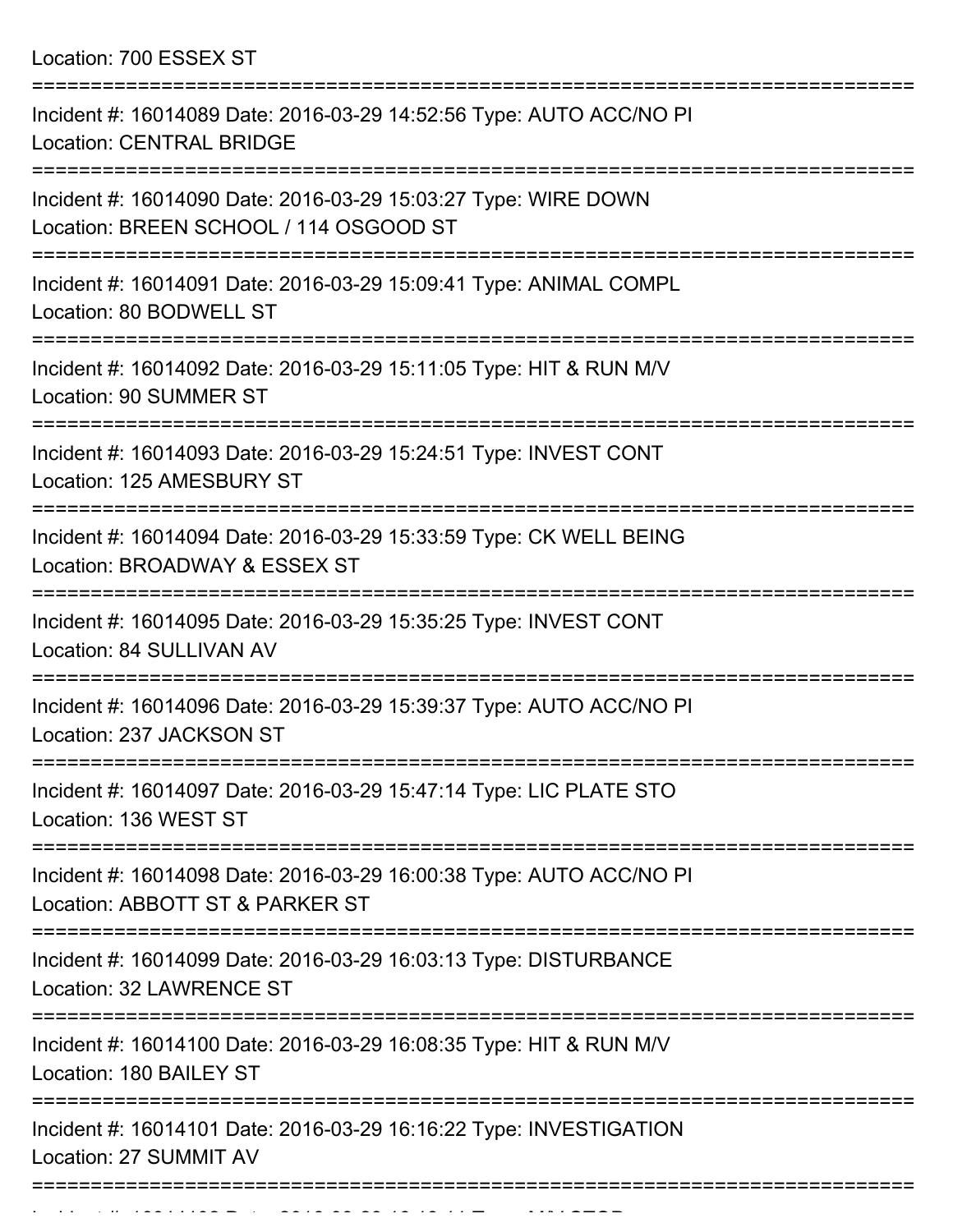Location: 700 ESSEX ST

===========================================================================

Incident #: 16014089 Date: 2016-03-29 14:52:56 Type: AUTO ACC/NO PI
Location: CENTRAL BRIDGE

===========================================================================

Incident #: 16014090 Date: 2016-03-29 15:03:27 Type: WIRE DOWN
Location: BREEN SCHOOL / 114 OSGOOD ST

===========================================================================

Incident #: 16014091 Date: 2016-03-29 15:09:41 Type: ANIMAL COMPL
Location: 80 BODWELL ST

===========================================================================

Incident #: 16014092 Date: 2016-03-29 15:11:05 Type: HIT & RUN M/V
Location: 90 SUMMER ST

===========================================================================

Incident #: 16014093 Date: 2016-03-29 15:24:51 Type: INVEST CONT
Location: 125 AMESBURY ST

===========================================================================

Incident #: 16014094 Date: 2016-03-29 15:33:59 Type: CK WELL BEING
Location: BROADWAY & ESSEX ST

===========================================================================

Incident #: 16014095 Date: 2016-03-29 15:35:25 Type: INVEST CONT
Location: 84 SULLIVAN AV

===========================================================================

Incident #: 16014096 Date: 2016-03-29 15:39:37 Type: AUTO ACC/NO PI
Location: 237 JACKSON ST

===========================================================================

Incident #: 16014097 Date: 2016-03-29 15:47:14 Type: LIC PLATE STO
Location: 136 WEST ST

===========================================================================

Incident #: 16014098 Date: 2016-03-29 16:00:38 Type: AUTO ACC/NO PI
Location: ABBOTT ST & PARKER ST

===========================================================================

Incident #: 16014099 Date: 2016-03-29 16:03:13 Type: DISTURBANCE
Location: 32 LAWRENCE ST

===========================================================================

Incident #: 16014100 Date: 2016-03-29 16:08:35 Type: HIT & RUN M/V
Location: 180 BAILEY ST

===========================================================================

Incident #: 16014101 Date: 2016-03-29 16:16:22 Type: INVESTIGATION
Location: 27 SUMMIT AV

===========================================================================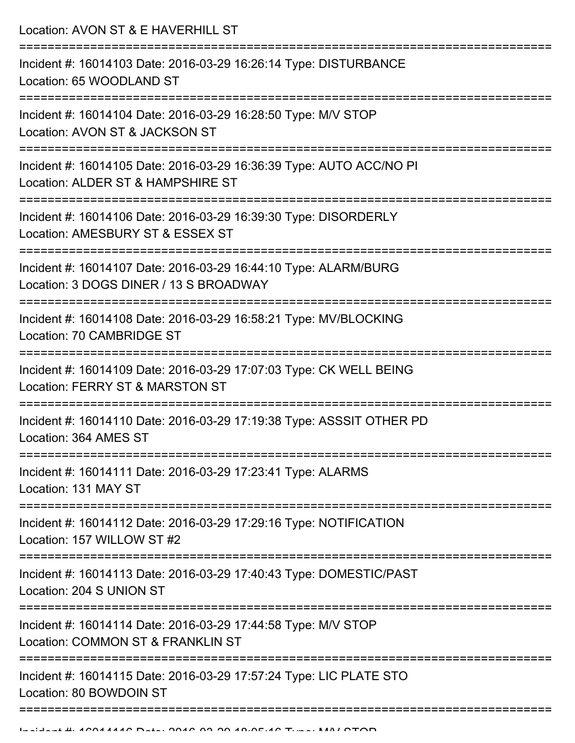Location: AVON ST & E HAVERHILL ST

===========================================================================

Incident #: 16014103 Date: 2016-03-29 16:26:14 Type: DISTURBANCE
Location: 65 WOODLAND ST

===========================================================================

Incident #: 16014104 Date: 2016-03-29 16:28:50 Type: M/V STOP
Location: AVON ST & JACKSON ST

===========================================================================

Incident #: 16014105 Date: 2016-03-29 16:36:39 Type: AUTO ACC/NO PI
Location: ALDER ST & HAMPSHIRE ST

===========================================================================

Incident #: 16014106 Date: 2016-03-29 16:39:30 Type: DISORDERLY
Location: AMESBURY ST & ESSEX ST

===========================================================================

Incident #: 16014107 Date: 2016-03-29 16:44:10 Type: ALARM/BURG
Location: 3 DOGS DINER / 13 S BROADWAY

===========================================================================

Incident #: 16014108 Date: 2016-03-29 16:58:21 Type: MV/BLOCKING
Location: 70 CAMBRIDGE ST

===========================================================================

Incident #: 16014109 Date: 2016-03-29 17:07:03 Type: CK WELL BEING
Location: FERRY ST & MARSTON ST

===========================================================================

Incident #: 16014110 Date: 2016-03-29 17:19:38 Type: ASSSIT OTHER PD
Location: 364 AMES ST

===========================================================================

Incident #: 16014111 Date: 2016-03-29 17:23:41 Type: ALARMS
Location: 131 MAY ST

===========================================================================

Incident #: 16014112 Date: 2016-03-29 17:29:16 Type: NOTIFICATION
Location: 157 WILLOW ST #2

===========================================================================

Incident #: 16014113 Date: 2016-03-29 17:40:43 Type: DOMESTIC/PAST
Location: 204 S UNION ST

===========================================================================

Incident #: 16014114 Date: 2016-03-29 17:44:58 Type: M/V STOP
Location: COMMON ST & FRANKLIN ST

===========================================================================

Incident #: 16014115 Date: 2016-03-29 17:57:24 Type: LIC PLATE STO
Location: 80 BOWDOIN ST

===========================================================================

Incident #: 16014116 Date: 2016-03-29 18:05:16 Type: M/V STOP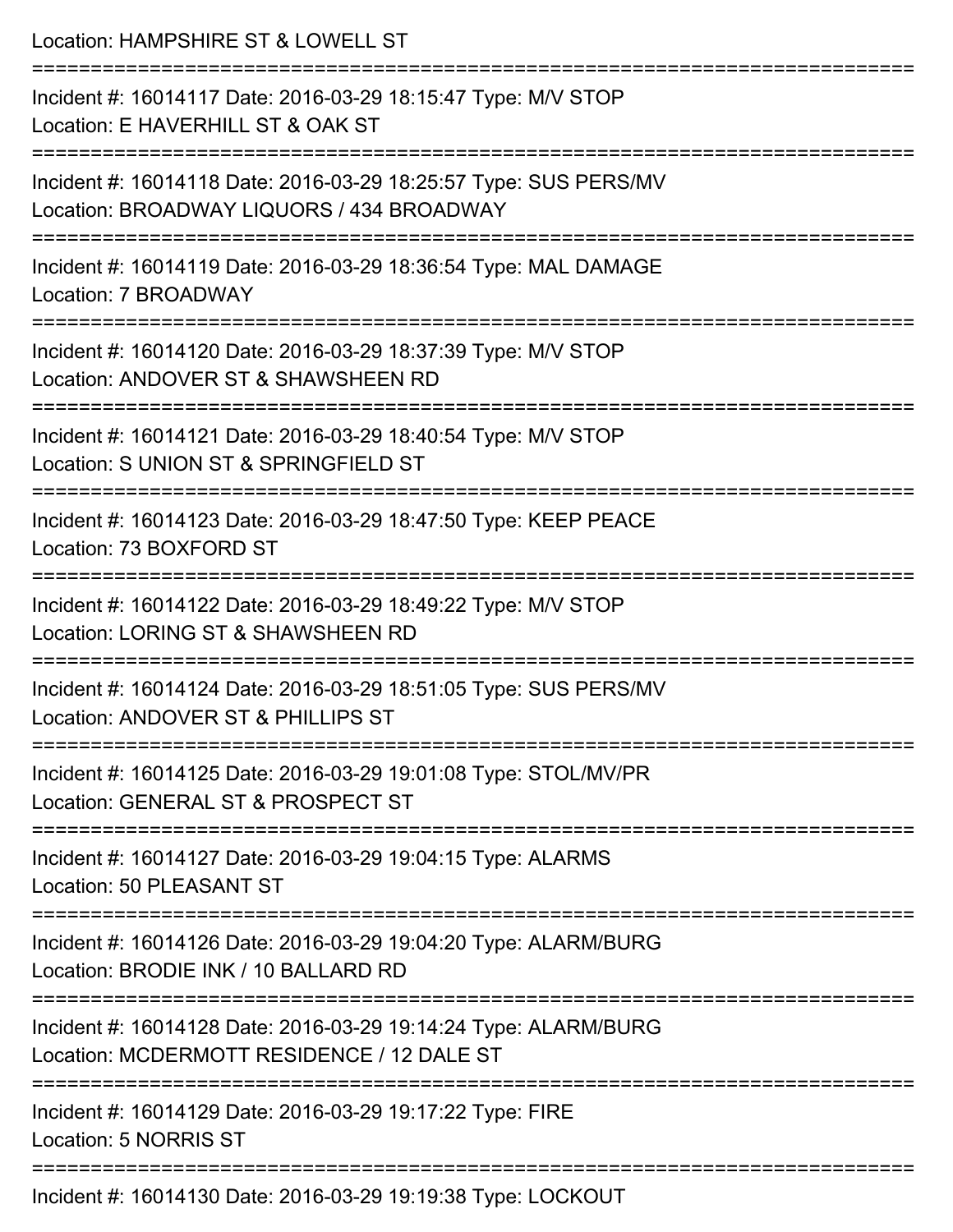Location: HAMPSHIRE ST & LOWELL ST

===========================================================================

Incident #: 16014117 Date: 2016-03-29 18:15:47 Type: M/V STOP
Location: E HAVERHILL ST & OAK ST

===========================================================================

Incident #: 16014118 Date: 2016-03-29 18:25:57 Type: SUS PERS/MV
Location: BROADWAY LIQUORS / 434 BROADWAY

===========================================================================

Incident #: 16014119 Date: 2016-03-29 18:36:54 Type: MAL DAMAGE
Location: 7 BROADWAY

===========================================================================

Incident #: 16014120 Date: 2016-03-29 18:37:39 Type: M/V STOP
Location: ANDOVER ST & SHAWSHEEN RD

===========================================================================

Incident #: 16014121 Date: 2016-03-29 18:40:54 Type: M/V STOP
Location: S UNION ST & SPRINGFIELD ST

===========================================================================

Incident #: 16014123 Date: 2016-03-29 18:47:50 Type: KEEP PEACE
Location: 73 BOXFORD ST

===========================================================================

Incident #: 16014122 Date: 2016-03-29 18:49:22 Type: M/V STOP
Location: LORING ST & SHAWSHEEN RD

===========================================================================

Incident #: 16014124 Date: 2016-03-29 18:51:05 Type: SUS PERS/MV
Location: ANDOVER ST & PHILLIPS ST

===========================================================================

Incident #: 16014125 Date: 2016-03-29 19:01:08 Type: STOL/MV/PR
Location: GENERAL ST & PROSPECT ST

===========================================================================

Incident #: 16014127 Date: 2016-03-29 19:04:15 Type: ALARMS
Location: 50 PLEASANT ST

===========================================================================

Incident #: 16014126 Date: 2016-03-29 19:04:20 Type: ALARM/BURG
Location: BRODIE INK / 10 BALLARD RD

===========================================================================

Incident #: 16014128 Date: 2016-03-29 19:14:24 Type: ALARM/BURG
Location: MCDERMOTT RESIDENCE / 12 DALE ST

===========================================================================

Incident #: 16014129 Date: 2016-03-29 19:17:22 Type: FIRE
Location: 5 NORRIS ST

===========================================================================

Incident #: 16014130 Date: 2016-03-29 19:19:38 Type: LOCKOUT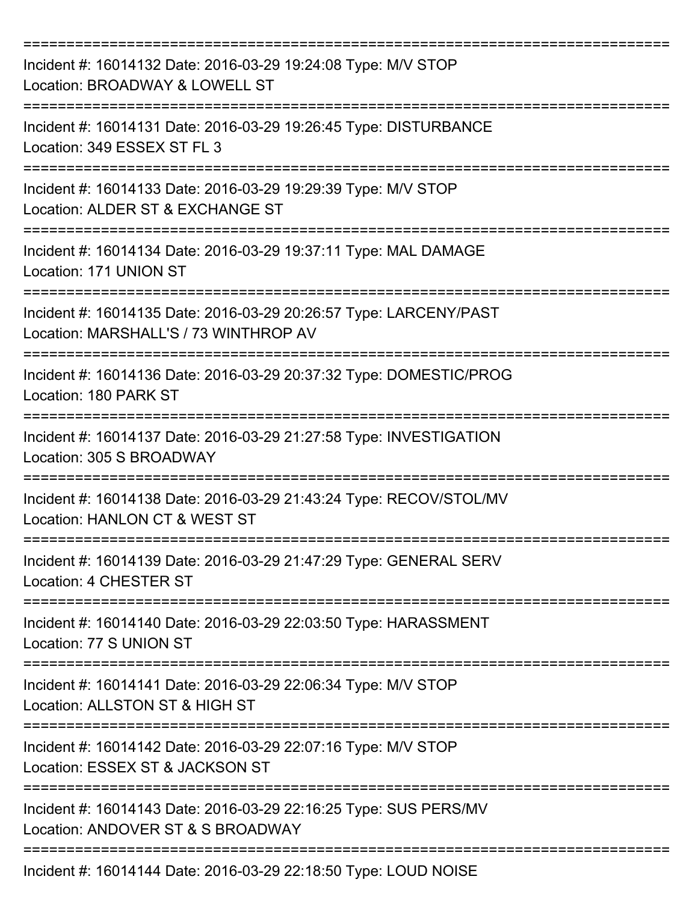===========================================================================

Incident #: 16014132 Date: 2016-03-29 19:24:08 Type: M/V STOP
Location: BROADWAY & LOWELL ST

===========================================================================

Incident #: 16014131 Date: 2016-03-29 19:26:45 Type: DISTURBANCE
Location: 349 ESSEX ST FL 3

===========================================================================

Incident #: 16014133 Date: 2016-03-29 19:29:39 Type: M/V STOP
Location: ALDER ST & EXCHANGE ST

===========================================================================

Incident #: 16014134 Date: 2016-03-29 19:37:11 Type: MAL DAMAGE
Location: 171 UNION ST

===========================================================================

Incident #: 16014135 Date: 2016-03-29 20:26:57 Type: LARCENY/PAST
Location: MARSHALL'S / 73 WINTHROP AV

===========================================================================

Incident #: 16014136 Date: 2016-03-29 20:37:32 Type: DOMESTIC/PROG
Location: 180 PARK ST

===========================================================================

Incident #: 16014137 Date: 2016-03-29 21:27:58 Type: INVESTIGATION
Location: 305 S BROADWAY

===========================================================================

Incident #: 16014138 Date: 2016-03-29 21:43:24 Type: RECOV/STOL/MV
Location: HANLON CT & WEST ST

===========================================================================

Incident #: 16014139 Date: 2016-03-29 21:47:29 Type: GENERAL SERV
Location: 4 CHESTER ST

===========================================================================

Incident #: 16014140 Date: 2016-03-29 22:03:50 Type: HARASSMENT
Location: 77 S UNION ST

===========================================================================

Incident #: 16014141 Date: 2016-03-29 22:06:34 Type: M/V STOP
Location: ALLSTON ST & HIGH ST

===========================================================================

Incident #: 16014142 Date: 2016-03-29 22:07:16 Type: M/V STOP
Location: ESSEX ST & JACKSON ST

===========================================================================

Incident #: 16014143 Date: 2016-03-29 22:16:25 Type: SUS PERS/MV
Location: ANDOVER ST & S BROADWAY

===========================================================================

Incident #: 16014144 Date: 2016-03-29 22:18:50 Type: LOUD NOISE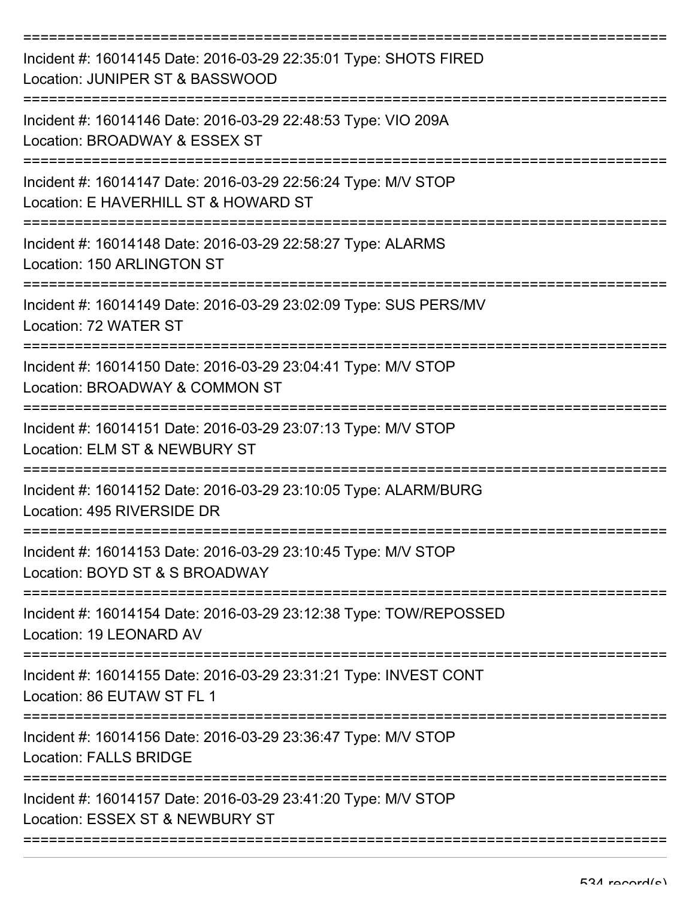===========================================================================

Incident #: 16014145 Date: 2016-03-29 22:35:01 Type: SHOTS FIRED
Location: JUNIPER ST & BASSWOOD

===========================================================================

Incident #: 16014146 Date: 2016-03-29 22:48:53 Type: VIO 209A
Location: BROADWAY & ESSEX ST

===========================================================================

Incident #: 16014147 Date: 2016-03-29 22:56:24 Type: M/V STOP
Location: E HAVERHILL ST & HOWARD ST

===========================================================================

Incident #: 16014148 Date: 2016-03-29 22:58:27 Type: ALARMS
Location: 150 ARLINGTON ST

===========================================================================

Incident #: 16014149 Date: 2016-03-29 23:02:09 Type: SUS PERS/MV
Location: 72 WATER ST

===========================================================================

Incident #: 16014150 Date: 2016-03-29 23:04:41 Type: M/V STOP
Location: BROADWAY & COMMON ST

===========================================================================

Incident #: 16014151 Date: 2016-03-29 23:07:13 Type: M/V STOP
Location: ELM ST & NEWBURY ST

===========================================================================

Incident #: 16014152 Date: 2016-03-29 23:10:05 Type: ALARM/BURG
Location: 495 RIVERSIDE DR

===========================================================================

Incident #: 16014153 Date: 2016-03-29 23:10:45 Type: M/V STOP
Location: BOYD ST & S BROADWAY

===========================================================================

Incident #: 16014154 Date: 2016-03-29 23:12:38 Type: TOW/REPOSSED
Location: 19 LEONARD AV

===========================================================================

Incident #: 16014155 Date: 2016-03-29 23:31:21 Type: INVEST CONT
Location: 86 EUTAW ST FL 1

===========================================================================

Incident #: 16014156 Date: 2016-03-29 23:36:47 Type: M/V STOP
Location: FALLS BRIDGE

===========================================================================

Incident #: 16014157 Date: 2016-03-29 23:41:20 Type: M/V STOP
Location: ESSEX ST & NEWBURY ST

===========================================================================

534 record(s)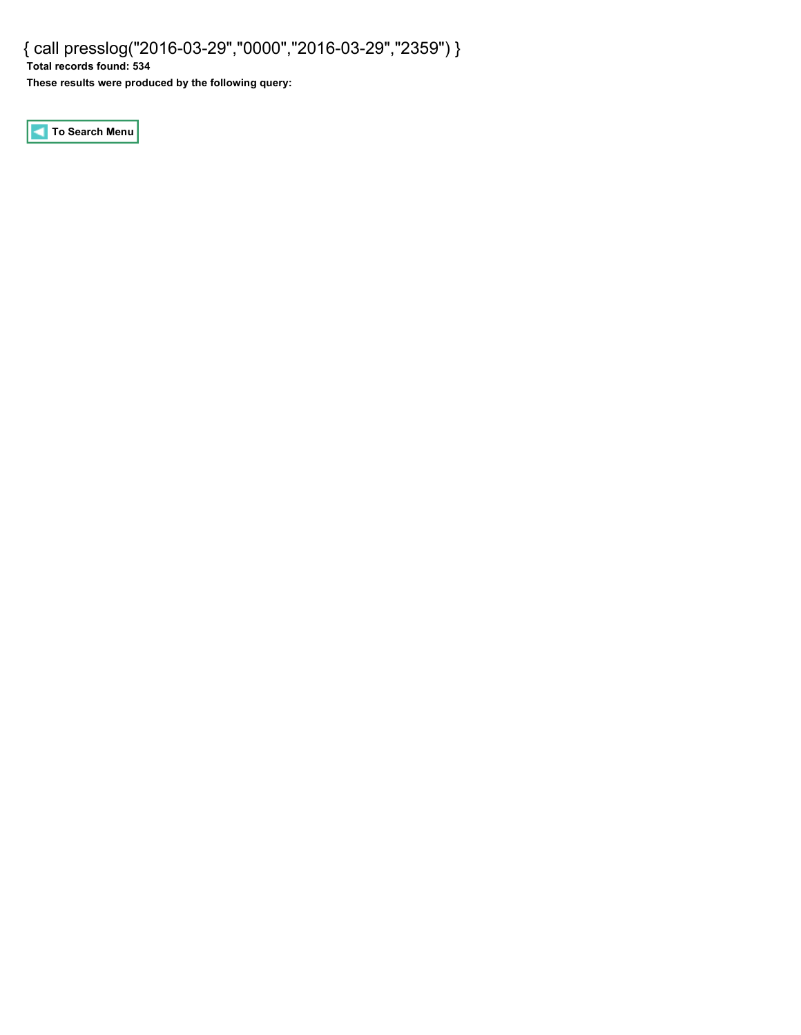{ call presslog("2016-03-29","0000","2016-03-29","2359") }

**Total records found: 534**

**These results were produced by the following query:**

**To Search Menu**